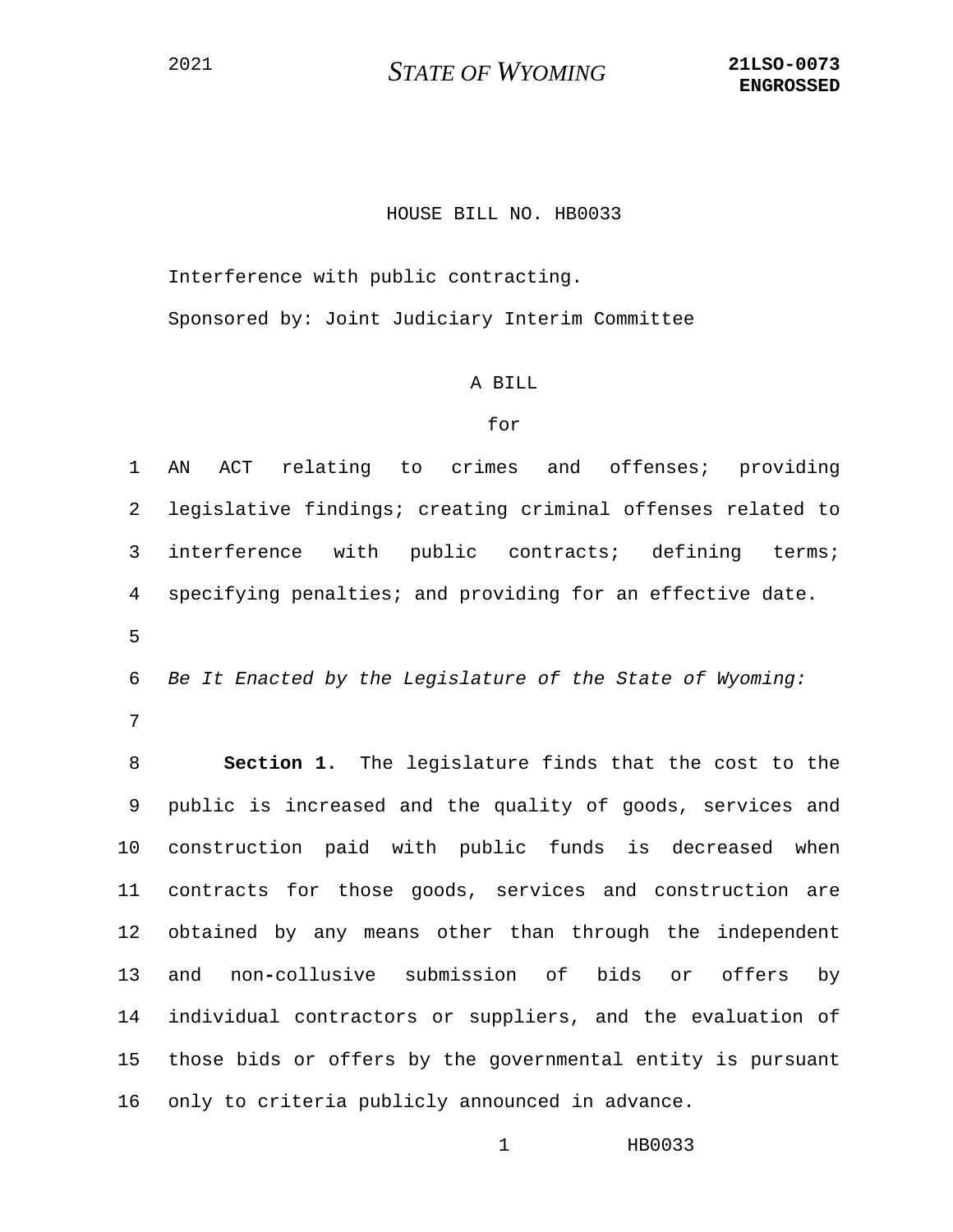2021 **STATE OF WYOMING** **21LSO-0073 ENGROSSED**

HOUSE BILL NO. HB0033

Interference with public contracting.

Sponsored by: Joint Judiciary Interim Committee

A BILL

for

AN ACT relating to crimes and offenses; providing legislative findings; creating criminal offenses related to interference with public contracts; defining terms; specifying penalties; and providing for an effective date.

*Be It Enacted by the Legislature of the State of Wyoming:*

**Section 1.** The legislature finds that the cost to the public is increased and the quality of goods, services and construction paid with public funds is decreased when contracts for those goods, services and construction are obtained by any means other than through the independent and non-collusive submission of bids or offers by individual contractors or suppliers, and the evaluation of those bids or offers by the governmental entity is pursuant only to criteria publicly announced in advance.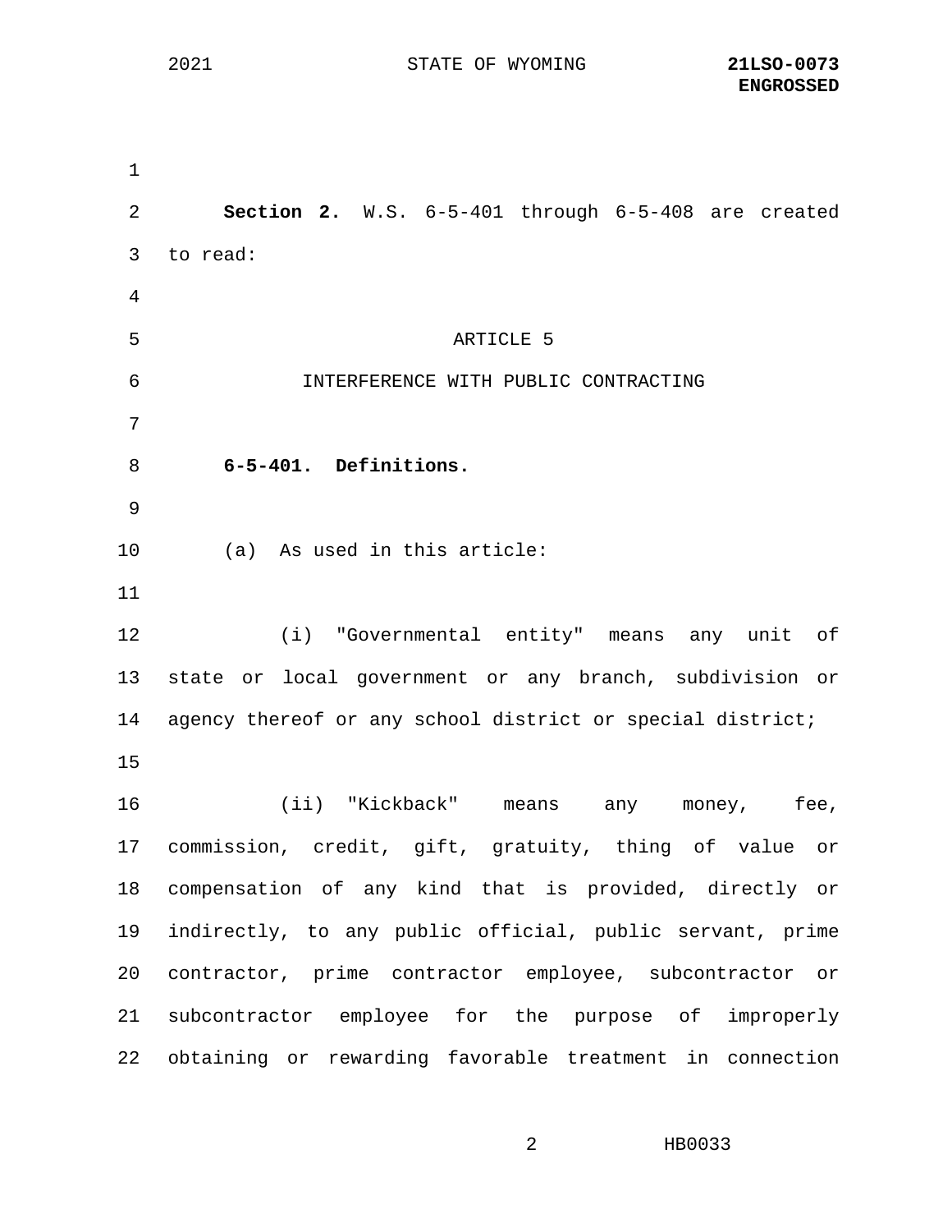**Section 2.** W.S. 6-5-401 through 6-5-408 are created to read:

ARTICLE 5

INTERFERENCE WITH PUBLIC CONTRACTING

**6-5-401. Definitions.**

(a) As used in this article:

(i) "Governmental entity" means any unit of state or local government or any branch, subdivision or agency thereof or any school district or special district;

(ii) "Kickback" means any money, fee, commission, credit, gift, gratuity, thing of value or compensation of any kind that is provided, directly or indirectly, to any public official, public servant, prime contractor, prime contractor employee, subcontractor or subcontractor employee for the purpose of improperly obtaining or rewarding favorable treatment in connection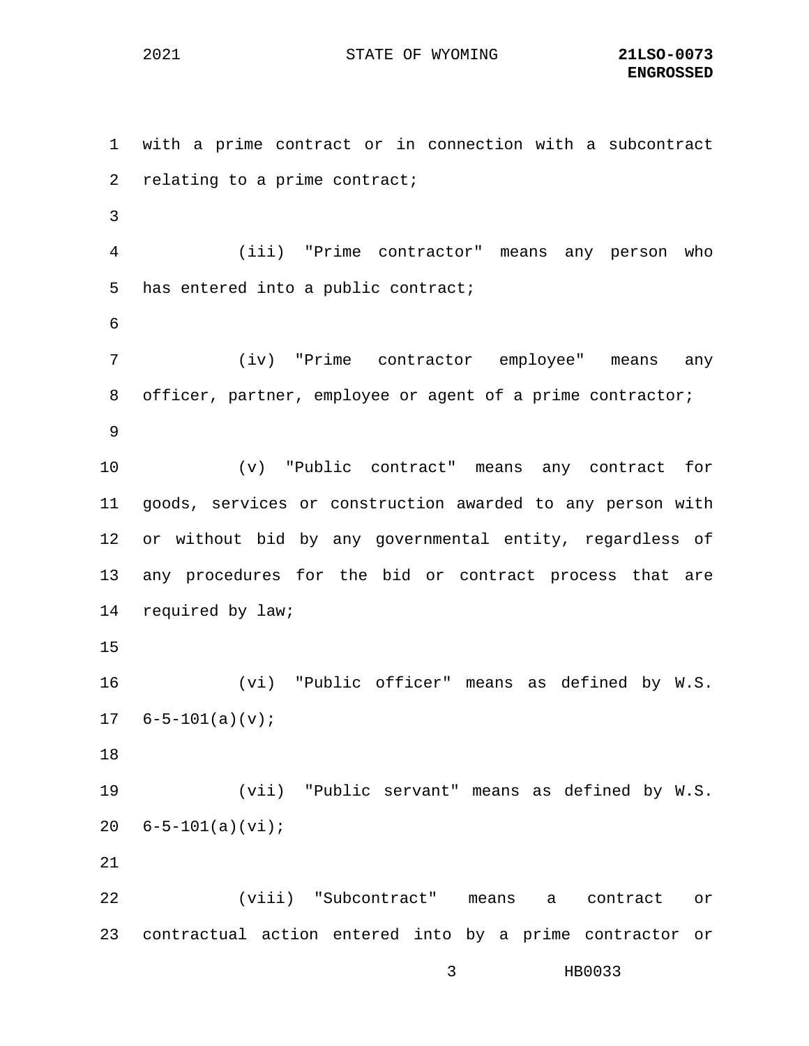with a prime contract or in connection with a subcontract relating to a prime contract;

(iii) "Prime contractor" means any person who has entered into a public contract;

(iv) "Prime contractor employee" means any officer, partner, employee or agent of a prime contractor;

(v) "Public contract" means any contract for goods, services or construction awarded to any person with or without bid by any governmental entity, regardless of any procedures for the bid or contract process that are required by law;

(vi) "Public officer" means as defined by W.S. 6-5-101(a)(v);

(vii) "Public servant" means as defined by W.S. 6-5-101(a)(vi);

(viii) "Subcontract" means a contract or contractual action entered into by a prime contractor or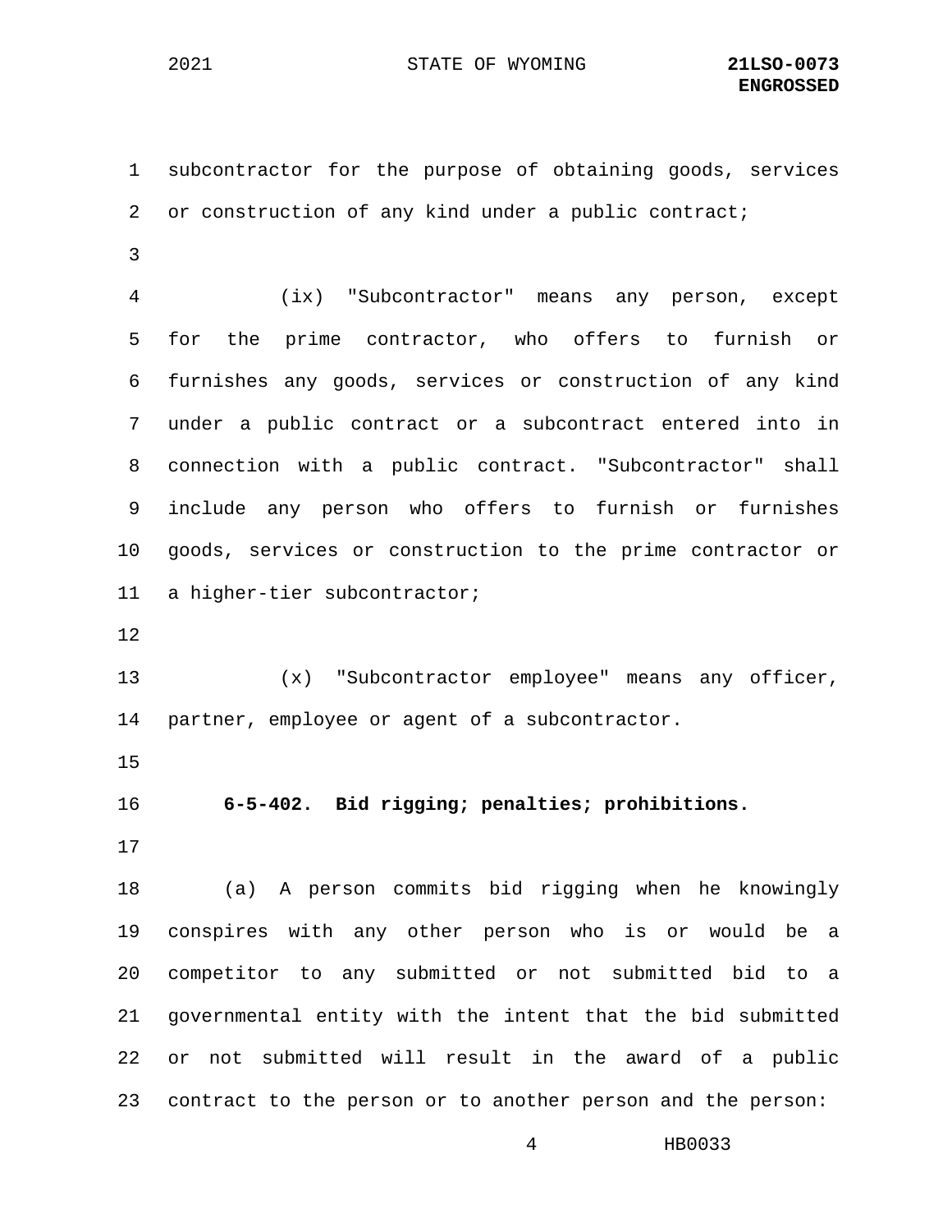subcontractor for the purpose of obtaining goods, services or construction of any kind under a public contract;

(ix) "Subcontractor" means any person, except for the prime contractor, who offers to furnish or furnishes any goods, services or construction of any kind under a public contract or a subcontract entered into in connection with a public contract. "Subcontractor" shall include any person who offers to furnish or furnishes goods, services or construction to the prime contractor or a higher-tier subcontractor;

(x) "Subcontractor employee" means any officer, partner, employee or agent of a subcontractor.

**6-5-402. Bid rigging; penalties; prohibitions.**

(a) A person commits bid rigging when he knowingly conspires with any other person who is or would be a competitor to any submitted or not submitted bid to a governmental entity with the intent that the bid submitted or not submitted will result in the award of a public contract to the person or to another person and the person: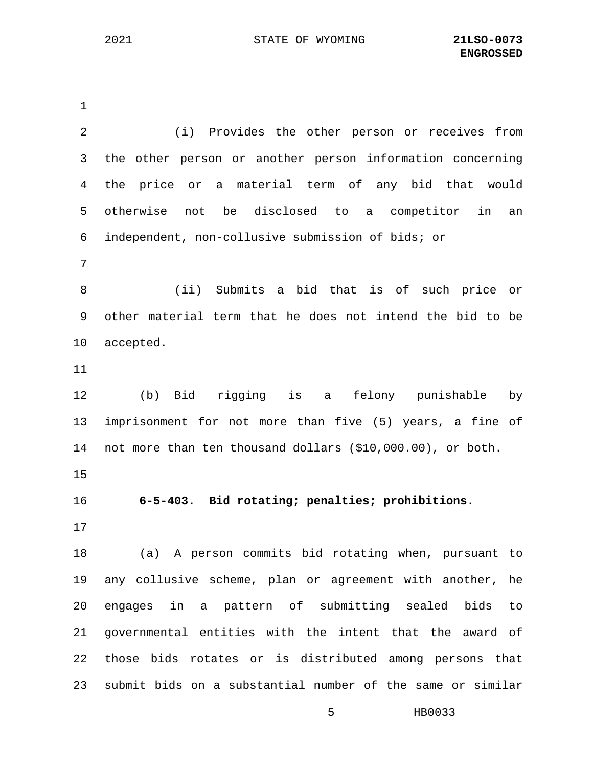(i) Provides the other person or receives from the other person or another person information concerning the price or a material term of any bid that would otherwise not be disclosed to a competitor in an independent, non-collusive submission of bids; or

(ii) Submits a bid that is of such price or other material term that he does not intend the bid to be accepted.

(b) Bid rigging is a felony punishable by imprisonment for not more than five (5) years, a fine of not more than ten thousand dollars ($10,000.00), or both.

**6-5-403. Bid rotating; penalties; prohibitions.**

(a) A person commits bid rotating when, pursuant to any collusive scheme, plan or agreement with another, he engages in a pattern of submitting sealed bids to governmental entities with the intent that the award of those bids rotates or is distributed among persons that submit bids on a substantial number of the same or similar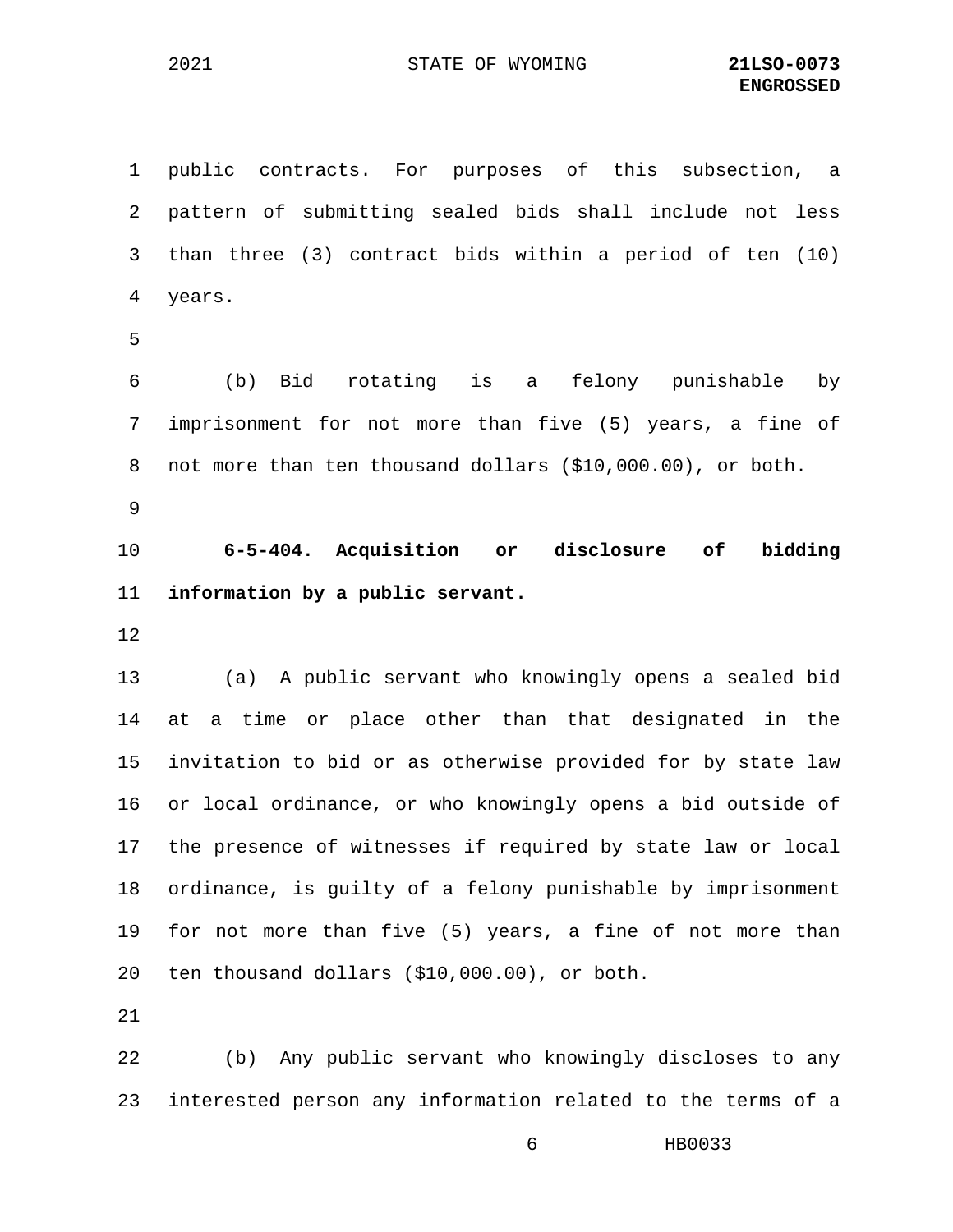public contracts. For purposes of this subsection, a pattern of submitting sealed bids shall include not less than three (3) contract bids within a period of ten (10) years.

(b) Bid rotating is a felony punishable by imprisonment for not more than five (5) years, a fine of not more than ten thousand dollars ($10,000.00), or both.

**6-5-404. Acquisition or disclosure of bidding information by a public servant.**

(a) A public servant who knowingly opens a sealed bid at a time or place other than that designated in the invitation to bid or as otherwise provided for by state law or local ordinance, or who knowingly opens a bid outside of the presence of witnesses if required by state law or local ordinance, is guilty of a felony punishable by imprisonment for not more than five (5) years, a fine of not more than ten thousand dollars ($10,000.00), or both.

(b) Any public servant who knowingly discloses to any interested person any information related to the terms of a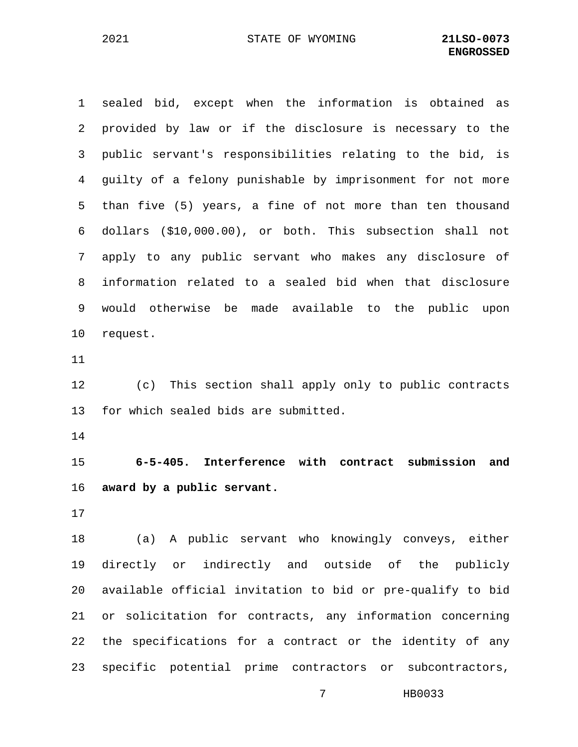sealed bid, except when the information is obtained as provided by law or if the disclosure is necessary to the public servant's responsibilities relating to the bid, is guilty of a felony punishable by imprisonment for not more than five (5) years, a fine of not more than ten thousand dollars ($10,000.00), or both. This subsection shall not apply to any public servant who makes any disclosure of information related to a sealed bid when that disclosure would otherwise be made available to the public upon request.

(c) This section shall apply only to public contracts for which sealed bids are submitted.

**6-5-405. Interference with contract submission and award by a public servant.**

(a) A public servant who knowingly conveys, either directly or indirectly and outside of the publicly available official invitation to bid or pre-qualify to bid or solicitation for contracts, any information concerning the specifications for a contract or the identity of any specific potential prime contractors or subcontractors,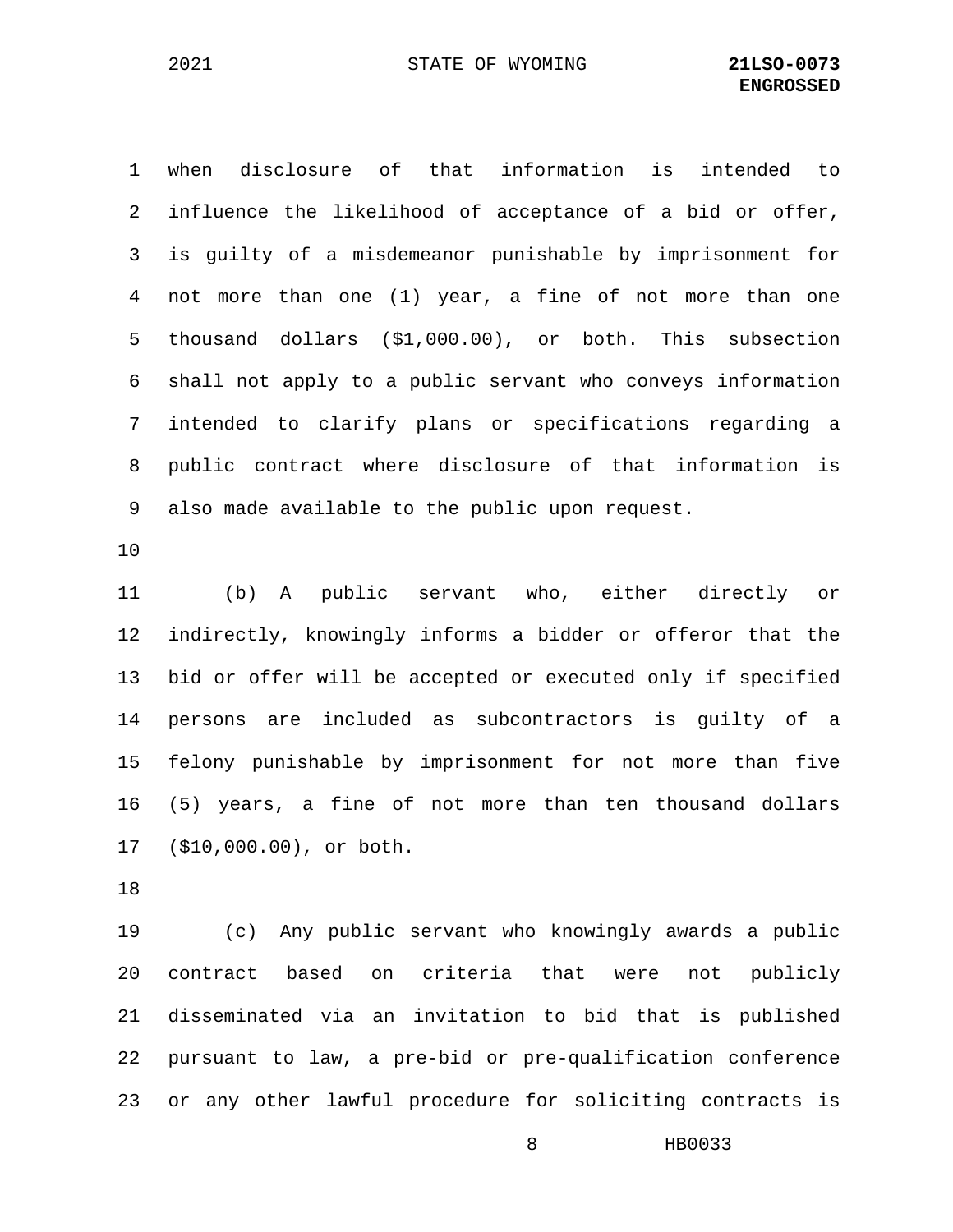when disclosure of that information is intended to influence the likelihood of acceptance of a bid or offer, is guilty of a misdemeanor punishable by imprisonment for not more than one (1) year, a fine of not more than one thousand dollars ($1,000.00), or both. This subsection shall not apply to a public servant who conveys information intended to clarify plans or specifications regarding a public contract where disclosure of that information is also made available to the public upon request.

(b) A public servant who, either directly or indirectly, knowingly informs a bidder or offeror that the bid or offer will be accepted or executed only if specified persons are included as subcontractors is guilty of a felony punishable by imprisonment for not more than five (5) years, a fine of not more than ten thousand dollars ($10,000.00), or both.

(c) Any public servant who knowingly awards a public contract based on criteria that were not publicly disseminated via an invitation to bid that is published pursuant to law, a pre-bid or pre-qualification conference or any other lawful procedure for soliciting contracts is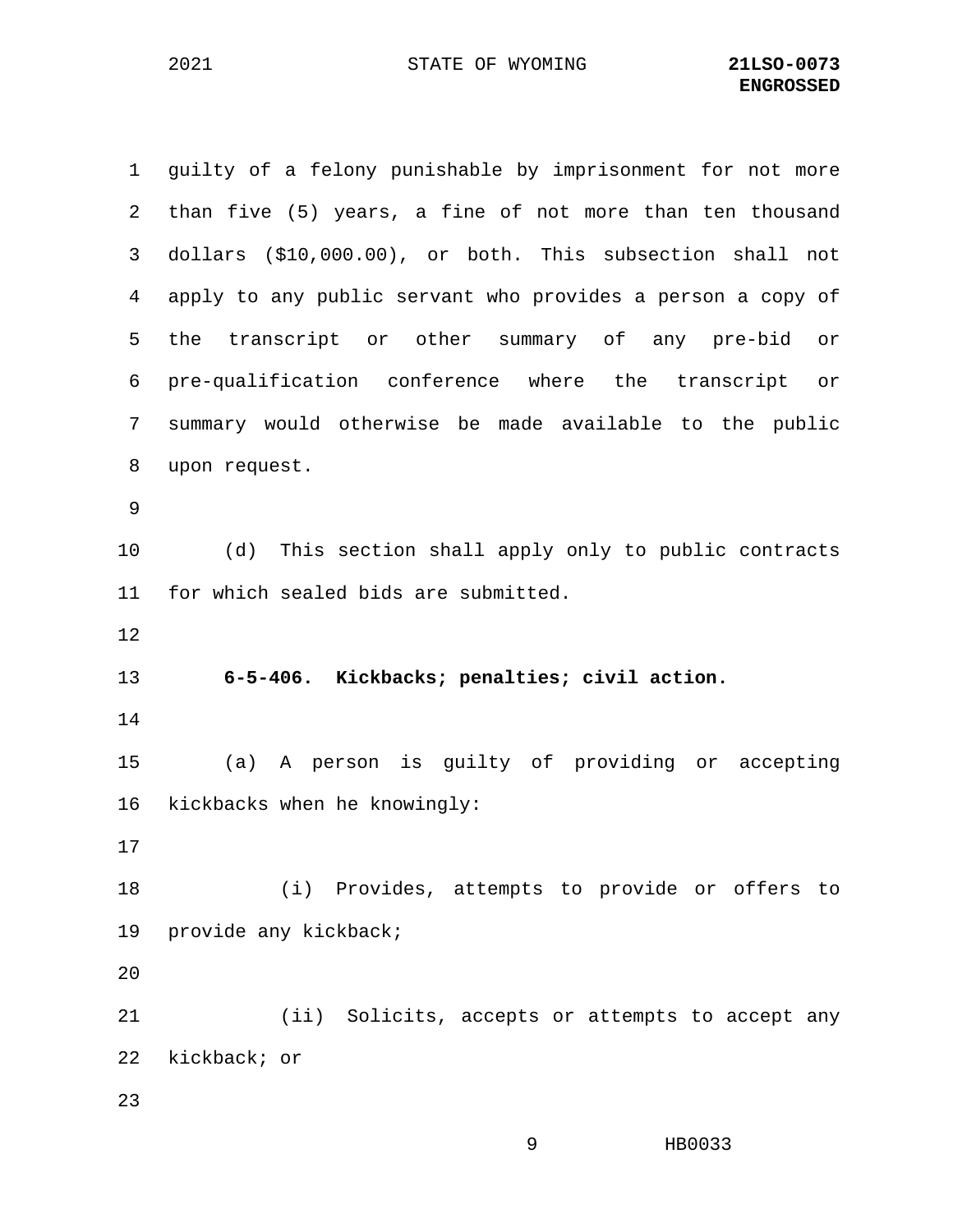guilty of a felony punishable by imprisonment for not more than five (5) years, a fine of not more than ten thousand dollars ($10,000.00), or both. This subsection shall not apply to any public servant who provides a person a copy of the transcript or other summary of any pre-bid or pre-qualification conference where the transcript or summary would otherwise be made available to the public upon request.

(d) This section shall apply only to public contracts for which sealed bids are submitted.

**6-5-406. Kickbacks; penalties; civil action.**

(a) A person is guilty of providing or accepting kickbacks when he knowingly:

(i) Provides, attempts to provide or offers to provide any kickback;

(ii) Solicits, accepts or attempts to accept any kickback; or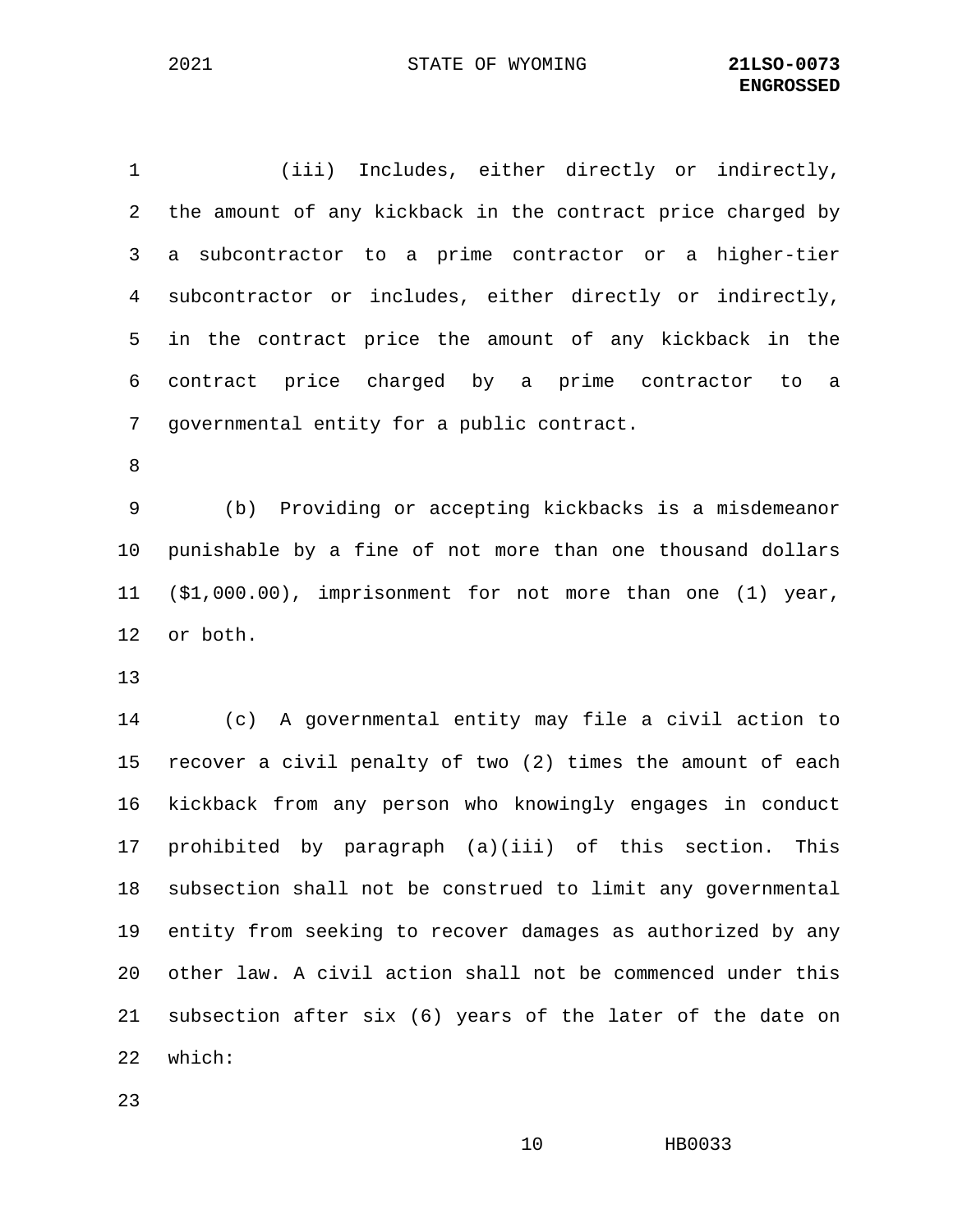(iii) Includes, either directly or indirectly, the amount of any kickback in the contract price charged by a subcontractor to a prime contractor or a higher-tier subcontractor or includes, either directly or indirectly, in the contract price the amount of any kickback in the contract price charged by a prime contractor to a governmental entity for a public contract.

(b) Providing or accepting kickbacks is a misdemeanor punishable by a fine of not more than one thousand dollars ($1,000.00), imprisonment for not more than one (1) year, or both.

(c) A governmental entity may file a civil action to recover a civil penalty of two (2) times the amount of each kickback from any person who knowingly engages in conduct prohibited by paragraph (a)(iii) of this section. This subsection shall not be construed to limit any governmental entity from seeking to recover damages as authorized by any other law. A civil action shall not be commenced under this subsection after six (6) years of the later of the date on which: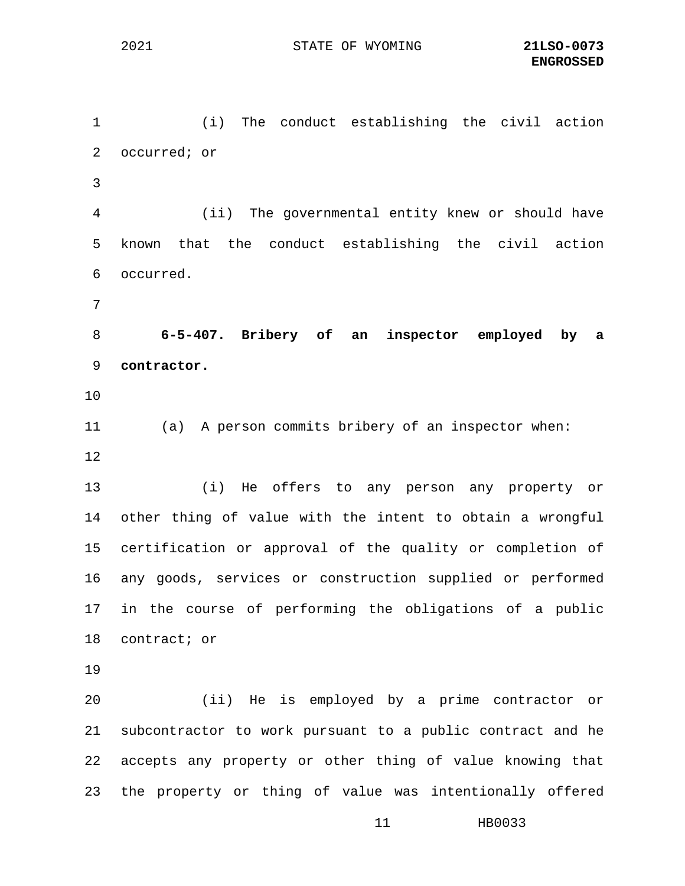(i) The conduct establishing the civil action occurred; or

(ii) The governmental entity knew or should have known that the conduct establishing the civil action occurred.

**6-5-407. Bribery of an inspector employed by a contractor.**

(a) A person commits bribery of an inspector when:

(i) He offers to any person any property or other thing of value with the intent to obtain a wrongful certification or approval of the quality or completion of any goods, services or construction supplied or performed in the course of performing the obligations of a public contract; or

(ii) He is employed by a prime contractor or subcontractor to work pursuant to a public contract and he accepts any property or other thing of value knowing that the property or thing of value was intentionally offered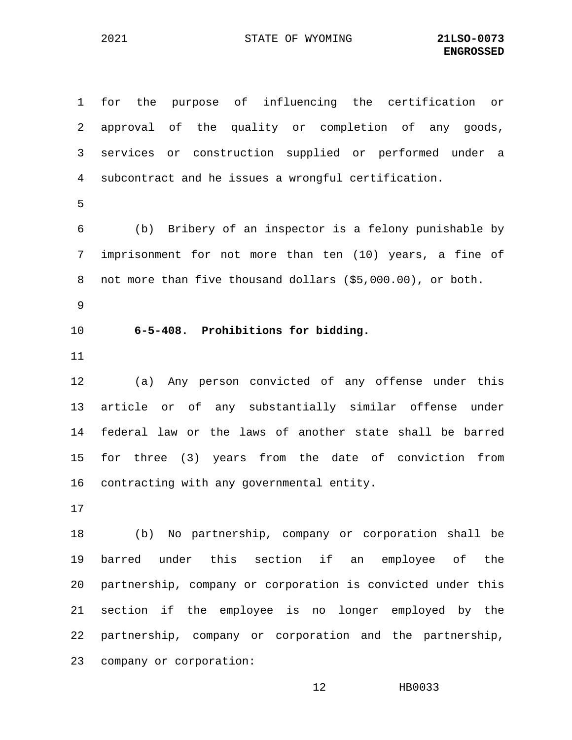for the purpose of influencing the certification or approval of the quality or completion of any goods, services or construction supplied or performed under a subcontract and he issues a wrongful certification.

(b) Bribery of an inspector is a felony punishable by imprisonment for not more than ten (10) years, a fine of not more than five thousand dollars ($5,000.00), or both.

**6-5-408. Prohibitions for bidding.**

(a) Any person convicted of any offense under this article or of any substantially similar offense under federal law or the laws of another state shall be barred for three (3) years from the date of conviction from contracting with any governmental entity.

(b) No partnership, company or corporation shall be barred under this section if an employee of the partnership, company or corporation is convicted under this section if the employee is no longer employed by the partnership, company or corporation and the partnership, company or corporation: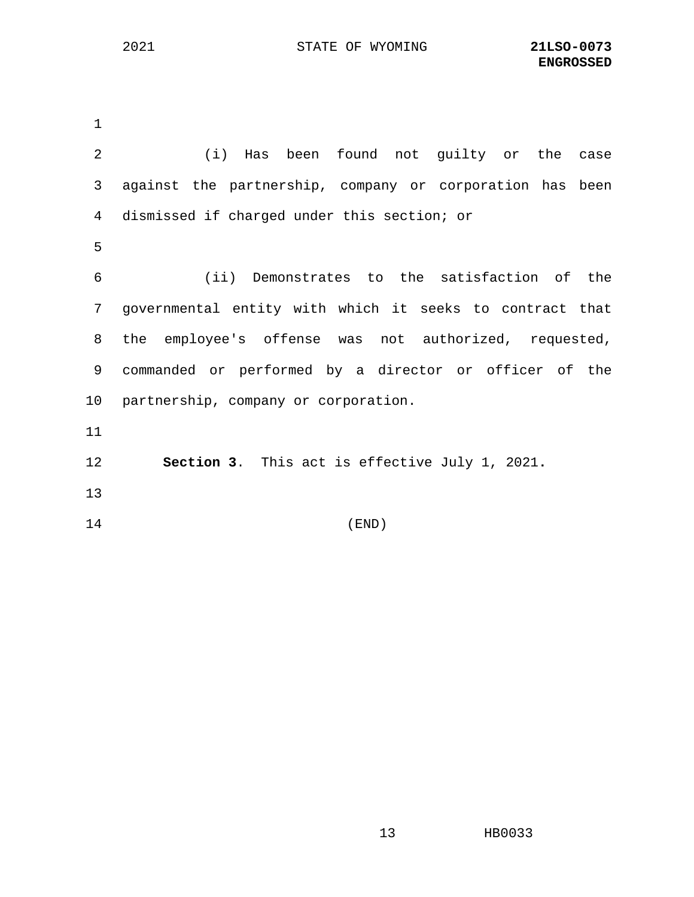(i) Has been found not guilty or the case against the partnership, company or corporation has been dismissed if charged under this section; or

(ii) Demonstrates to the satisfaction of the governmental entity with which it seeks to contract that the employee's offense was not authorized, requested, commanded or performed by a director or officer of the partnership, company or corporation.

**Section 3**. This act is effective July 1, 2021.

(END)